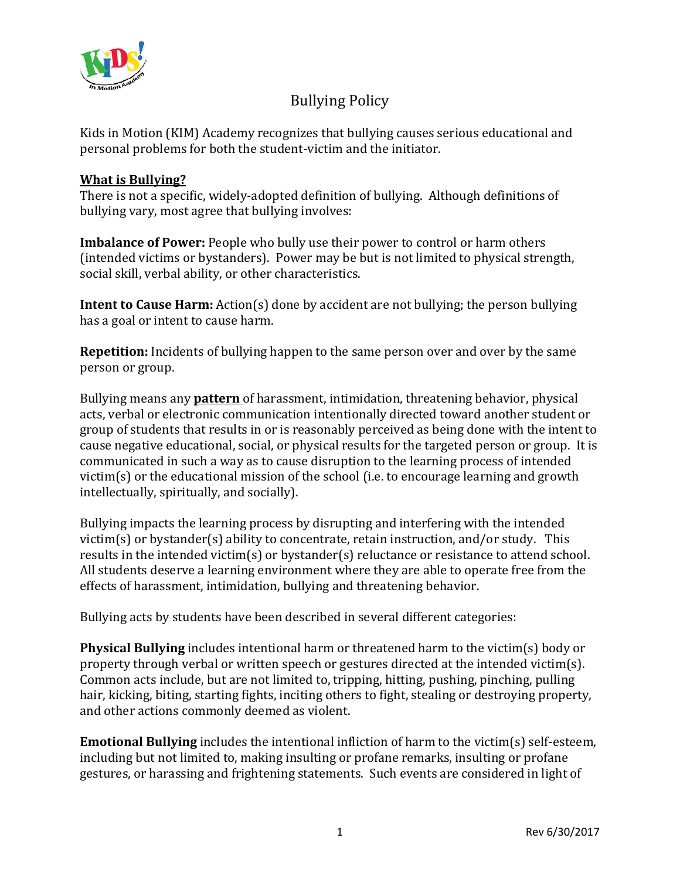# Bullying Policy

Kids in Motion (KIM) Academy recognizes that bullying causes serious educational and personal problems for both the student-victim and the initiator.

## What is Bullying?

There is not a specific, widely-adopted definition of bullying. Although definitions of bullying vary, most agree that bullying involves:

**Imbalance of Power:** People who bully use their power to control or harm others (intended victims or bystanders). Power may be but is not limited to physical strength, social skill, verbal ability, or other characteristics.

**Intent to Cause Harm:** Action(s) done by accident are not bullying; the person bullying has a goal or intent to cause harm.

**Repetition:** Incidents of bullying happen to the same person over and over by the same person or group.

Bullying means any **pattern** of harassment, intimidation, threatening behavior, physical acts, verbal or electronic communication intentionally directed toward another student or group of students that results in or is reasonably perceived as being done with the intent to cause negative educational, social, or physical results for the targeted person or group. It is communicated in such a way as to cause disruption to the learning process of intended victim(s) or the educational mission of the school (i.e. to encourage learning and growth intellectually, spiritually, and socially).

Bullying impacts the learning process by disrupting and interfering with the intended victim(s) or bystander(s) ability to concentrate, retain instruction, and/or study. This results in the intended victim(s) or bystander(s) reluctance or resistance to attend school. All students deserve a learning environment where they are able to operate free from the effects of harassment, intimidation, bullying and threatening behavior.

Bullying acts by students have been described in several different categories:

**Physical Bullying** includes intentional harm or threatened harm to the victim(s) body or property through verbal or written speech or gestures directed at the intended victim(s). Common acts include, but are not limited to, tripping, hitting, pushing, pinching, pulling hair, kicking, biting, starting fights, inciting others to fight, stealing or destroying property, and other actions commonly deemed as violent.

**Emotional Bullying** includes the intentional infliction of harm to the victim(s) self-esteem, including but not limited to, making insulting or profane remarks, insulting or profane gestures, or harassing and frightening statements. Such events are considered in light of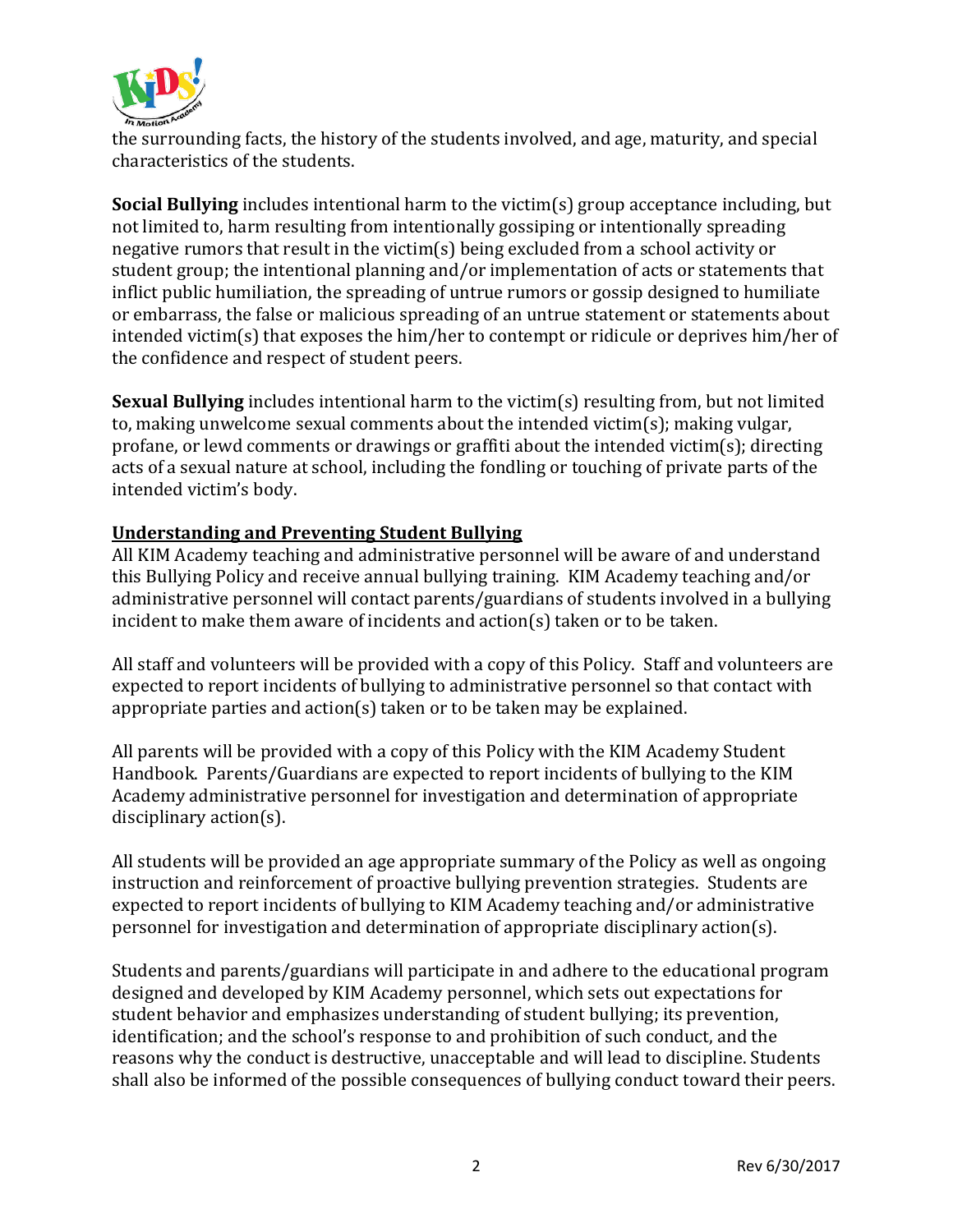the surrounding facts, the history of the students involved, and age, maturity, and special characteristics of the students.

**Social Bullying** includes intentional harm to the victim(s) group acceptance including, but not limited to, harm resulting from intentionally gossiping or intentionally spreading negative rumors that result in the victim(s) being excluded from a school activity or student group; the intentional planning and/or implementation of acts or statements that inflict public humiliation, the spreading of untrue rumors or gossip designed to humiliate or embarrass, the false or malicious spreading of an untrue statement or statements about intended victim(s) that exposes the him/her to contempt or ridicule or deprives him/her of the confidence and respect of student peers.

**Sexual Bullying** includes intentional harm to the victim(s) resulting from, but not limited to, making unwelcome sexual comments about the intended victim(s); making vulgar, profane, or lewd comments or drawings or graffiti about the intended victim(s); directing acts of a sexual nature at school, including the fondling or touching of private parts of the intended victim's body.

**Understanding and Preventing Student Bullying**

All KIM Academy teaching and administrative personnel will be aware of and understand this Bullying Policy and receive annual bullying training. KIM Academy teaching and/or administrative personnel will contact parents/guardians of students involved in a bullying incident to make them aware of incidents and action(s) taken or to be taken.

All staff and volunteers will be provided with a copy of this Policy. Staff and volunteers are expected to report incidents of bullying to administrative personnel so that contact with appropriate parties and action(s) taken or to be taken may be explained.

All parents will be provided with a copy of this Policy with the KIM Academy Student Handbook. Parents/Guardians are expected to report incidents of bullying to the KIM Academy administrative personnel for investigation and determination of appropriate disciplinary action(s).

All students will be provided an age appropriate summary of the Policy as well as ongoing instruction and reinforcement of proactive bullying prevention strategies. Students are expected to report incidents of bullying to KIM Academy teaching and/or administrative personnel for investigation and determination of appropriate disciplinary action(s).

Students and parents/guardians will participate in and adhere to the educational program designed and developed by KIM Academy personnel, which sets out expectations for student behavior and emphasizes understanding of student bullying; its prevention, identification; and the school's response to and prohibition of such conduct, and the reasons why the conduct is destructive, unacceptable and will lead to discipline. Students shall also be informed of the possible consequences of bullying conduct toward their peers.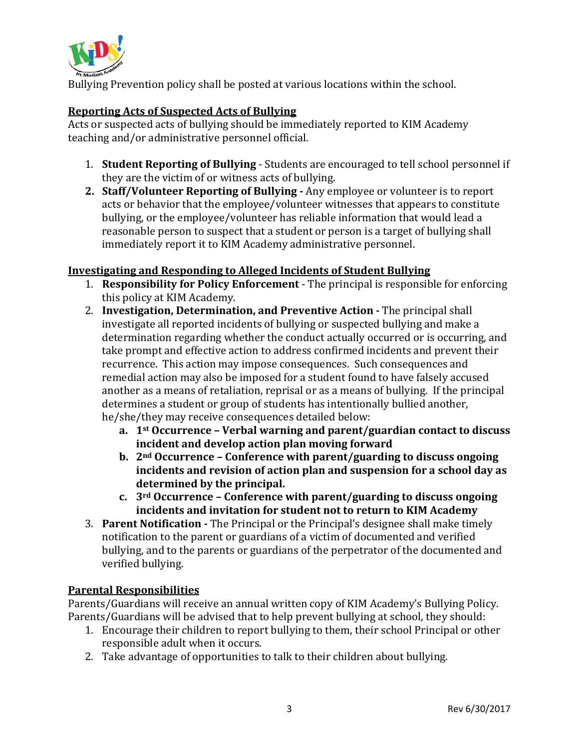Bullying Prevention policy shall be posted at various locations within the school.

**Reporting Acts of Suspected Acts of Bullying**

Acts or suspected acts of bullying should be immediately reported to KIM Academy teaching and/or administrative personnel official.

1. **Student Reporting of Bullying** - Students are encouraged to tell school personnel if they are the victim of or witness acts of bullying.
2. **Staff/Volunteer Reporting of Bullying -** Any employee or volunteer is to report acts or behavior that the employee/volunteer witnesses that appears to constitute bullying, or the employee/volunteer has reliable information that would lead a reasonable person to suspect that a student or person is a target of bullying shall immediately report it to KIM Academy administrative personnel.

**Investigating and Responding to Alleged Incidents of Student Bullying**

1. **Responsibility for Policy Enforcement** - The principal is responsible for enforcing this policy at KIM Academy.
2. **Investigation, Determination, and Preventive Action -** The principal shall investigate all reported incidents of bullying or suspected bullying and make a determination regarding whether the conduct actually occurred or is occurring, and take prompt and effective action to address confirmed incidents and prevent their recurrence. This action may impose consequences. Such consequences and remedial action may also be imposed for a student found to have falsely accused another as a means of retaliation, reprisal or as a means of bullying. If the principal determines a student or group of students has intentionally bullied another, he/she/they may receive consequences detailed below:
    a. **1st Occurrence – Verbal warning and parent/guardian contact to discuss incident and develop action plan moving forward**
    b. **2nd Occurrence – Conference with parent/guarding to discuss ongoing incidents and revision of action plan and suspension for a school day as determined by the principal.**
    c. **3rd Occurrence – Conference with parent/guarding to discuss ongoing incidents and invitation for student not to return to KIM Academy**
3. **Parent Notification -** The Principal or the Principal's designee shall make timely notification to the parent or guardians of a victim of documented and verified bullying, and to the parents or guardians of the perpetrator of the documented and verified bullying.

**Parental Responsibilities**

Parents/Guardians will receive an annual written copy of KIM Academy's Bullying Policy. Parents/Guardians will be advised that to help prevent bullying at school, they should:

1. Encourage their children to report bullying to them, their school Principal or other responsible adult when it occurs.
2. Take advantage of opportunities to talk to their children about bullying.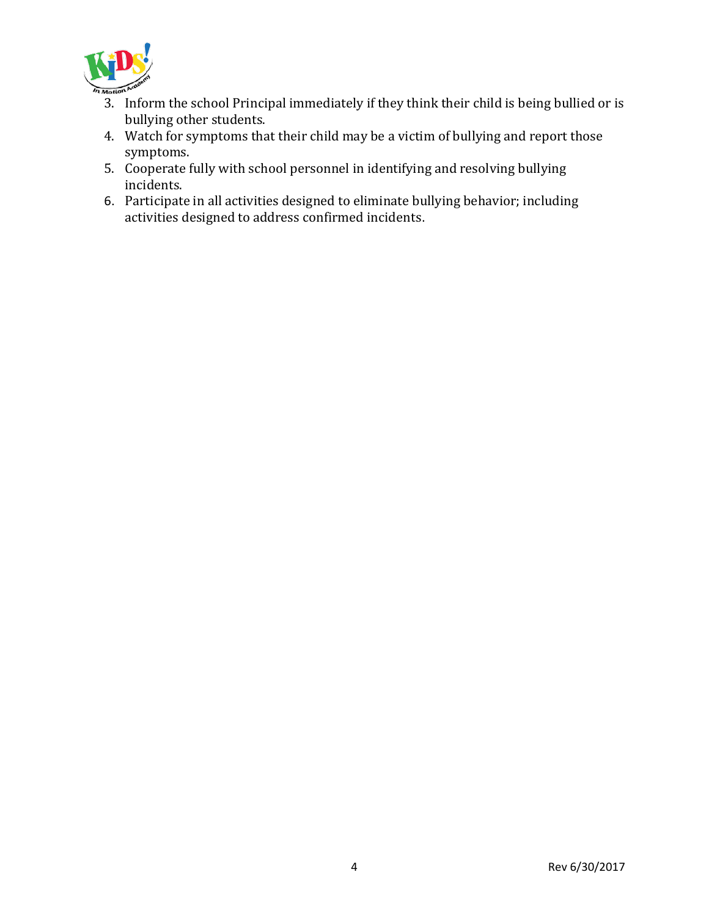3. Inform the school Principal immediately if they think their child is being bullied or is bullying other students.
4. Watch for symptoms that their child may be a victim of bullying and report those symptoms.
5. Cooperate fully with school personnel in identifying and resolving bullying incidents.
6. Participate in all activities designed to eliminate bullying behavior; including activities designed to address confirmed incidents.